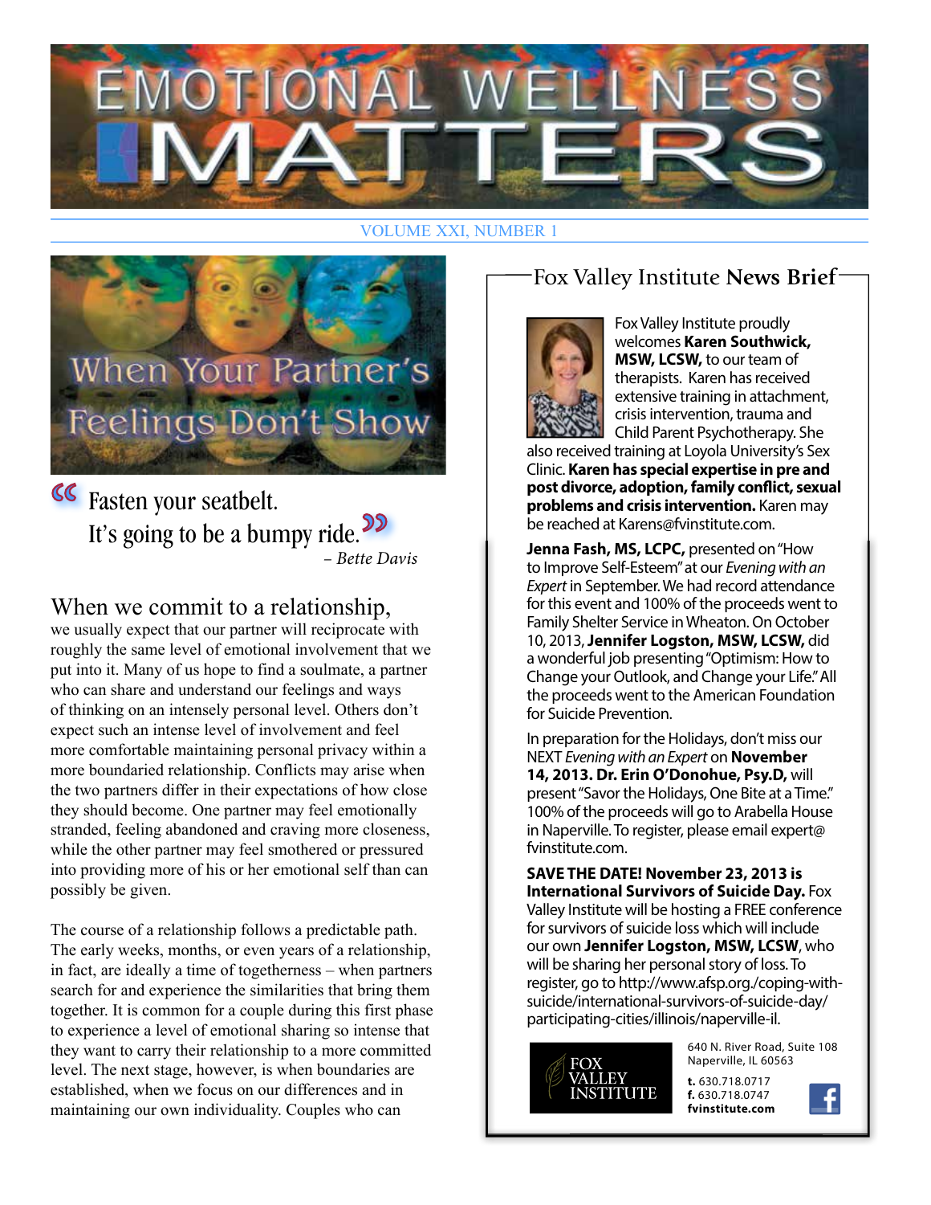# EMOTIONAL WELLNESS MATTERS

VOLUME XXI, NUMBER 1

## When Your Partner's Feelings Don't Show

> "Fasten your seatbelt.
> It's going to be a bumpy ride."
> *– Bette Davis*

**When we commit to a relationship,** we usually expect that our partner will reciprocate with roughly the same level of emotional involvement that we put into it. Many of us hope to find a soulmate, a partner who can share and understand our feelings and ways of thinking on an intensely personal level. Others don't expect such an intense level of involvement and feel more comfortable maintaining personal privacy within a more boundaried relationship. Conflicts may arise when the two partners differ in their expectations of how close they should become. One partner may feel emotionally stranded, feeling abandoned and craving more closeness, while the other partner may feel smothered or pressured into providing more of his or her emotional self than can possibly be given.

The course of a relationship follows a predictable path. The early weeks, months, or even years of a relationship, in fact, are ideally a time of togetherness – when partners search for and experience the similarities that bring them together. It is common for a couple during this first phase to experience a level of emotional sharing so intense that they want to carry their relationship to a more committed level. The next stage, however, is when boundaries are established, when we focus on our differences and in maintaining our own individuality. Couples who can

## Fox Valley Institute **News Brief**

Fox Valley Institute proudly welcomes **Karen Southwick, MSW, LCSW,** to our team of therapists. Karen has received extensive training in attachment, crisis intervention, trauma and Child Parent Psychotherapy. She also received training at Loyola University's Sex Clinic. **Karen has special expertise in pre and post divorce, adoption, family conflict, sexual problems and crisis intervention.** Karen may be reached at Karens@fvinstitute.com.

**Jenna Fash, MS, LCPC,** presented on "How to Improve Self-Esteem" at our *Evening with an Expert* in September. We had record attendance for this event and 100% of the proceeds went to Family Shelter Service in Wheaton. On October 10, 2013, **Jennifer Logston, MSW, LCSW,** did a wonderful job presenting "Optimism: How to Change your Outlook, and Change your Life." All the proceeds went to the American Foundation for Suicide Prevention.

In preparation for the Holidays, don't miss our NEXT *Evening with an Expert* on **November 14, 2013. Dr. Erin O'Donohue, Psy.D,** will present "Savor the Holidays, One Bite at a Time." 100% of the proceeds will go to Arabella House in Naperville. To register, please email expert@fvinstitute.com.

**SAVE THE DATE! November 23, 2013 is International Survivors of Suicide Day.** Fox Valley Institute will be hosting a FREE conference for survivors of suicide loss which will include our own **Jennifer Logston, MSW, LCSW,** who will be sharing her personal story of loss. To register, go to http://www.afsp.org./coping-with-suicide/international-survivors-of-suicide-day/participating-cities/illinois/naperville-il.

FOX VALLEY INSTITUTE
640 N. River Road, Suite 108
Naperville, IL 60563
**t.** 630.718.0717
**f.** 630.718.0747
**fvinstitute.com**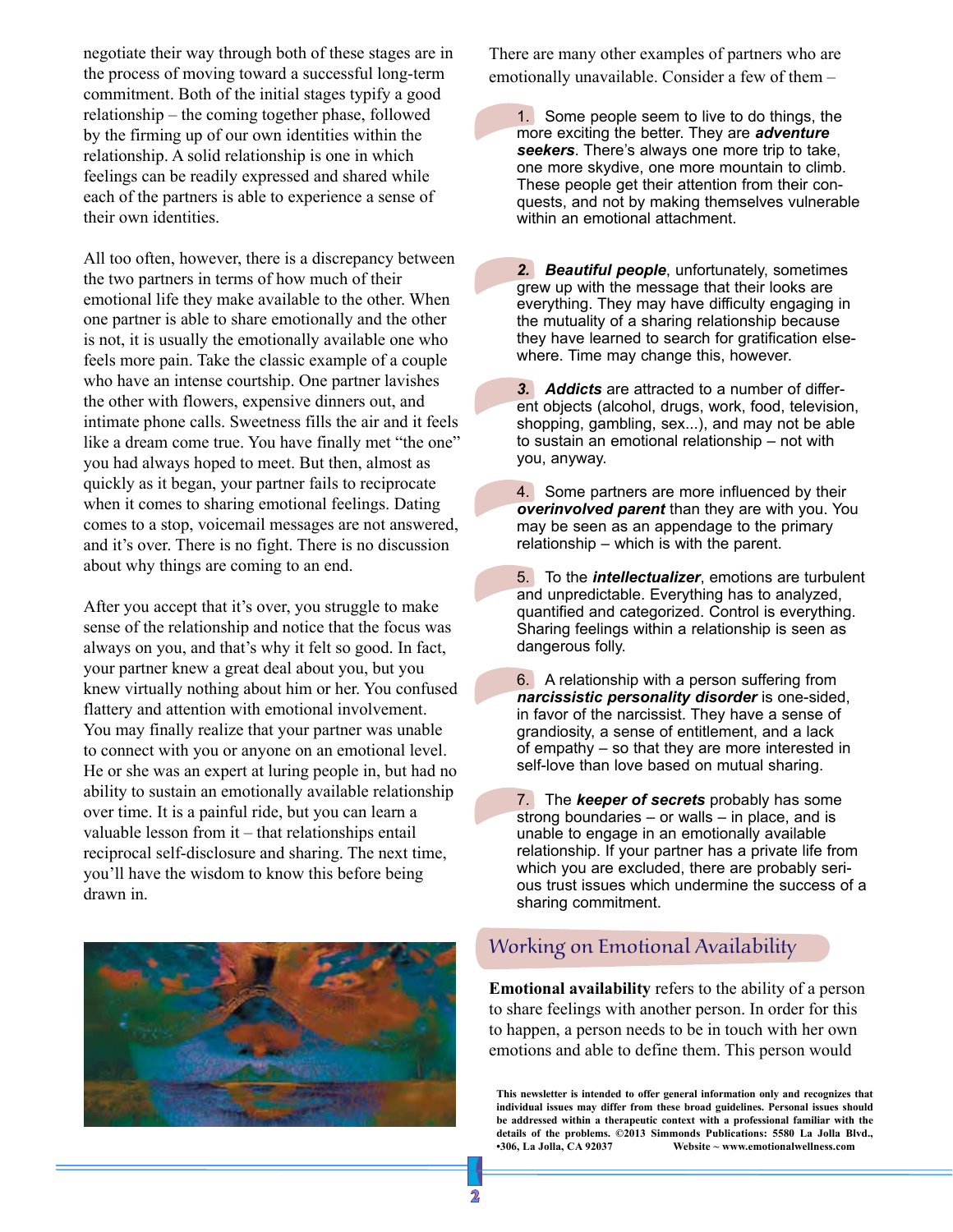negotiate their way through both of these stages are in the process of moving toward a successful long-term commitment. Both of the initial stages typify a good relationship – the coming together phase, followed by the firming up of our own identities within the relationship. A solid relationship is one in which feelings can be readily expressed and shared while each of the partners is able to experience a sense of their own identities.

All too often, however, there is a discrepancy between the two partners in terms of how much of their emotional life they make available to the other. When one partner is able to share emotionally and the other is not, it is usually the emotionally available one who feels more pain. Take the classic example of a couple who have an intense courtship. One partner lavishes the other with flowers, expensive dinners out, and intimate phone calls. Sweetness fills the air and it feels like a dream come true. You have finally met "the one" you had always hoped to meet. But then, almost as quickly as it began, your partner fails to reciprocate when it comes to sharing emotional feelings. Dating comes to a stop, voicemail messages are not answered, and it's over. There is no fight. There is no discussion about why things are coming to an end.

After you accept that it's over, you struggle to make sense of the relationship and notice that the focus was always on you, and that's why it felt so good. In fact, your partner knew a great deal about you, but you knew virtually nothing about him or her. You confused flattery and attention with emotional involvement. You may finally realize that your partner was unable to connect with you or anyone on an emotional level. He or she was an expert at luring people in, but had no ability to sustain an emotionally available relationship over time. It is a painful ride, but you can learn a valuable lesson from it – that relationships entail reciprocal self-disclosure and sharing. The next time, you'll have the wisdom to know this before being drawn in.

There are many other examples of partners who are emotionally unavailable. Consider a few of them –

1. Some people seem to live to do things, the more exciting the better. They are ***adventure seekers***. There's always one more trip to take, one more skydive, one more mountain to climb. These people get their attention from their conquests, and not by making themselves vulnerable within an emotional attachment.

2. ***Beautiful people***, unfortunately, sometimes grew up with the message that their looks are everything. They may have difficulty engaging in the mutuality of a sharing relationship because they have learned to search for gratification elsewhere. Time may change this, however.

3. ***Addicts*** are attracted to a number of different objects (alcohol, drugs, work, food, television, shopping, gambling, sex...), and may not be able to sustain an emotional relationship – not with you, anyway.

4. Some partners are more influenced by their ***overinvolved parent*** than they are with you. You may be seen as an appendage to the primary relationship – which is with the parent.

5. To the ***intellectualizer***, emotions are turbulent and unpredictable. Everything has to analyzed, quantified and categorized. Control is everything. Sharing feelings within a relationship is seen as dangerous folly.

6. A relationship with a person suffering from ***narcissistic personality disorder*** is one-sided, in favor of the narcissist. They have a sense of grandiosity, a sense of entitlement, and a lack of empathy – so that they are more interested in self-love than love based on mutual sharing.

7. The ***keeper of secrets*** probably has some strong boundaries – or walls – in place, and is unable to engage in an emotionally available relationship. If your partner has a private life from which you are excluded, there are probably serious trust issues which undermine the success of a sharing commitment.

## Working on Emotional Availability

**Emotional availability** refers to the ability of a person to share feelings with another person. In order for this to happen, a person needs to be in touch with her own emotions and able to define them. This person would

**This newsletter is intended to offer general information only and recognizes that individual issues may differ from these broad guidelines. Personal issues should be addressed within a therapeutic context with a professional familiar with the details of the problems. ©2013 Simmonds Publications: 5580 La Jolla Blvd., •306, La Jolla, CA 92037 Website ~ www.emotionalwellness.com**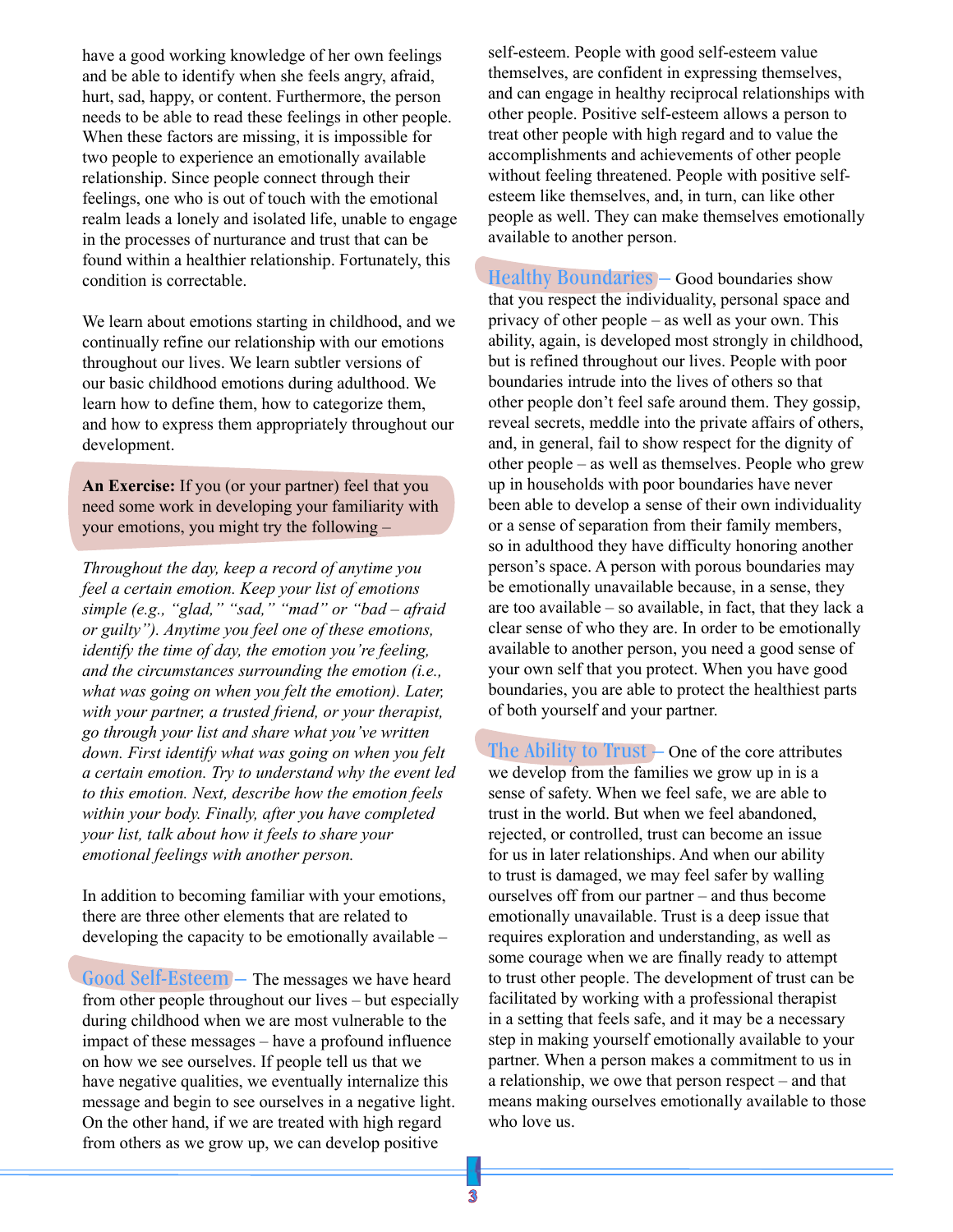have a good working knowledge of her own feelings and be able to identify when she feels angry, afraid, hurt, sad, happy, or content. Furthermore, the person needs to be able to read these feelings in other people. When these factors are missing, it is impossible for two people to experience an emotionally available relationship. Since people connect through their feelings, one who is out of touch with the emotional realm leads a lonely and isolated life, unable to engage in the processes of nurturance and trust that can be found within a healthier relationship. Fortunately, this condition is correctable.

We learn about emotions starting in childhood, and we continually refine our relationship with our emotions throughout our lives. We learn subtler versions of our basic childhood emotions during adulthood. We learn how to define them, how to categorize them, and how to express them appropriately throughout our development.

**An Exercise:** If you (or your partner) feel that you need some work in developing your familiarity with your emotions, you might try the following –

*Throughout the day, keep a record of anytime you feel a certain emotion. Keep your list of emotions simple (e.g., "glad," "sad," "mad" or "bad – afraid or guilty"). Anytime you feel one of these emotions, identify the time of day, the emotion you're feeling, and the circumstances surrounding the emotion (i.e., what was going on when you felt the emotion). Later, with your partner, a trusted friend, or your therapist, go through your list and share what you've written down. First identify what was going on when you felt a certain emotion. Try to understand why the event led to this emotion. Next, describe how the emotion feels within your body. Finally, after you have completed your list, talk about how it feels to share your emotional feelings with another person.*

In addition to becoming familiar with your emotions, there are three other elements that are related to developing the capacity to be emotionally available –

**Good Self-Esteem** – The messages we have heard from other people throughout our lives – but especially during childhood when we are most vulnerable to the impact of these messages – have a profound influence on how we see ourselves. If people tell us that we have negative qualities, we eventually internalize this message and begin to see ourselves in a negative light. On the other hand, if we are treated with high regard from others as we grow up, we can develop positive self-esteem. People with good self-esteem value themselves, are confident in expressing themselves, and can engage in healthy reciprocal relationships with other people. Positive self-esteem allows a person to treat other people with high regard and to value the accomplishments and achievements of other people without feeling threatened. People with positive self-esteem like themselves, and, in turn, can like other people as well. They can make themselves emotionally available to another person.

**Healthy Boundaries** – Good boundaries show that you respect the individuality, personal space and privacy of other people – as well as your own. This ability, again, is developed most strongly in childhood, but is refined throughout our lives. People with poor boundaries intrude into the lives of others so that other people don't feel safe around them. They gossip, reveal secrets, meddle into the private affairs of others, and, in general, fail to show respect for the dignity of other people – as well as themselves. People who grew up in households with poor boundaries have never been able to develop a sense of their own individuality or a sense of separation from their family members, so in adulthood they have difficulty honoring another person's space. A person with porous boundaries may be emotionally unavailable because, in a sense, they are too available – so available, in fact, that they lack a clear sense of who they are. In order to be emotionally available to another person, you need a good sense of your own self that you protect. When you have good boundaries, you are able to protect the healthiest parts of both yourself and your partner.

**The Ability to Trust** – One of the core attributes we develop from the families we grow up in is a sense of safety. When we feel safe, we are able to trust in the world. But when we feel abandoned, rejected, or controlled, trust can become an issue for us in later relationships. And when our ability to trust is damaged, we may feel safer by walling ourselves off from our partner – and thus become emotionally unavailable. Trust is a deep issue that requires exploration and understanding, as well as some courage when we are finally ready to attempt to trust other people. The development of trust can be facilitated by working with a professional therapist in a setting that feels safe, and it may be a necessary step in making yourself emotionally available to your partner. When a person makes a commitment to us in a relationship, we owe that person respect – and that means making ourselves emotionally available to those who love us.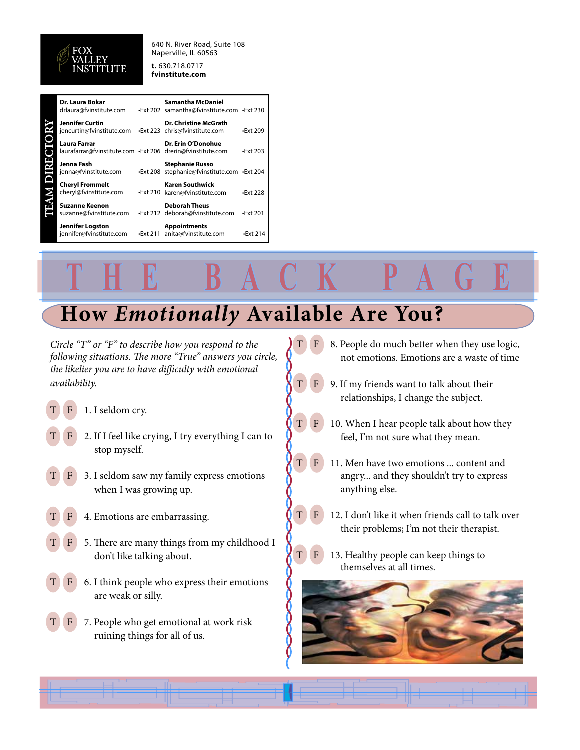**FOX VALLEY INSTITUTE**

640 N. River Road, Suite 108
Naperville, IL 60563

**t.** 630.718.0717
**fvinstitute.com**

## TEAM DIRECTORY

| | | | |
|---|---|---|---|
| **Dr. Laura Bokar** drlaura@fvinstitute.com | •Ext 202 | **Samantha McDaniel** samantha@fvinstitute.com | •Ext 230 |
| **Jennifer Curtin** jencurtin@fvinstitute.com | •Ext 223 | **Dr. Christine McGrath** chris@fvinstitute.com | •Ext 209 |
| **Laura Farrar** laurafarrar@fvinstitute.com | •Ext 206 | **Dr. Erin O'Donohue** drerin@fvinstitute.com | •Ext 203 |
| **Jenna Fash** jenna@fvinstitute.com | •Ext 208 | **Stephanie Russo** stephanie@fvinstitute.com | •Ext 204 |
| **Cheryl Frommelt** cheryl@fvinstitute.com | •Ext 210 | **Karen Southwick** karen@fvinstitute.com | •Ext 228 |
| **Suzanne Keenon** suzanne@fvinstitute.com | •Ext 212 | **Deborah Theus** deborah@fvinstitute.com | •Ext 201 |
| **Jennifer Logston** jennifer@fvinstitute.com | •Ext 211 | **Appointments** anita@fvinstitute.com | •Ext 214 |

# THE BACK PAGE

## How *Emotionally* Available Are You?

*Circle "T" or "F" to describe how you respond to the following situations. The more "True" answers you circle, the likelier you are to have difficulty with emotional availability.*

T F 1. I seldom cry.

T F 2. If I feel like crying, I try everything I can to stop myself.

T F 3. I seldom saw my family express emotions when I was growing up.

T F 4. Emotions are embarrassing.

T F 5. There are many things from my childhood I don't like talking about.

T F 6. I think people who express their emotions are weak or silly.

T F 7. People who get emotional at work risk ruining things for all of us.

T F 8. People do much better when they use logic, not emotions. Emotions are a waste of time

T F 9. If my friends want to talk about their relationships, I change the subject.

T F 10. When I hear people talk about how they feel, I'm not sure what they mean.

T F 11. Men have two emotions ... content and angry... and they shouldn't try to express anything else.

T F 12. I don't like it when friends call to talk over their problems; I'm not their therapist.

T F 13. Healthy people can keep things to themselves at all times.